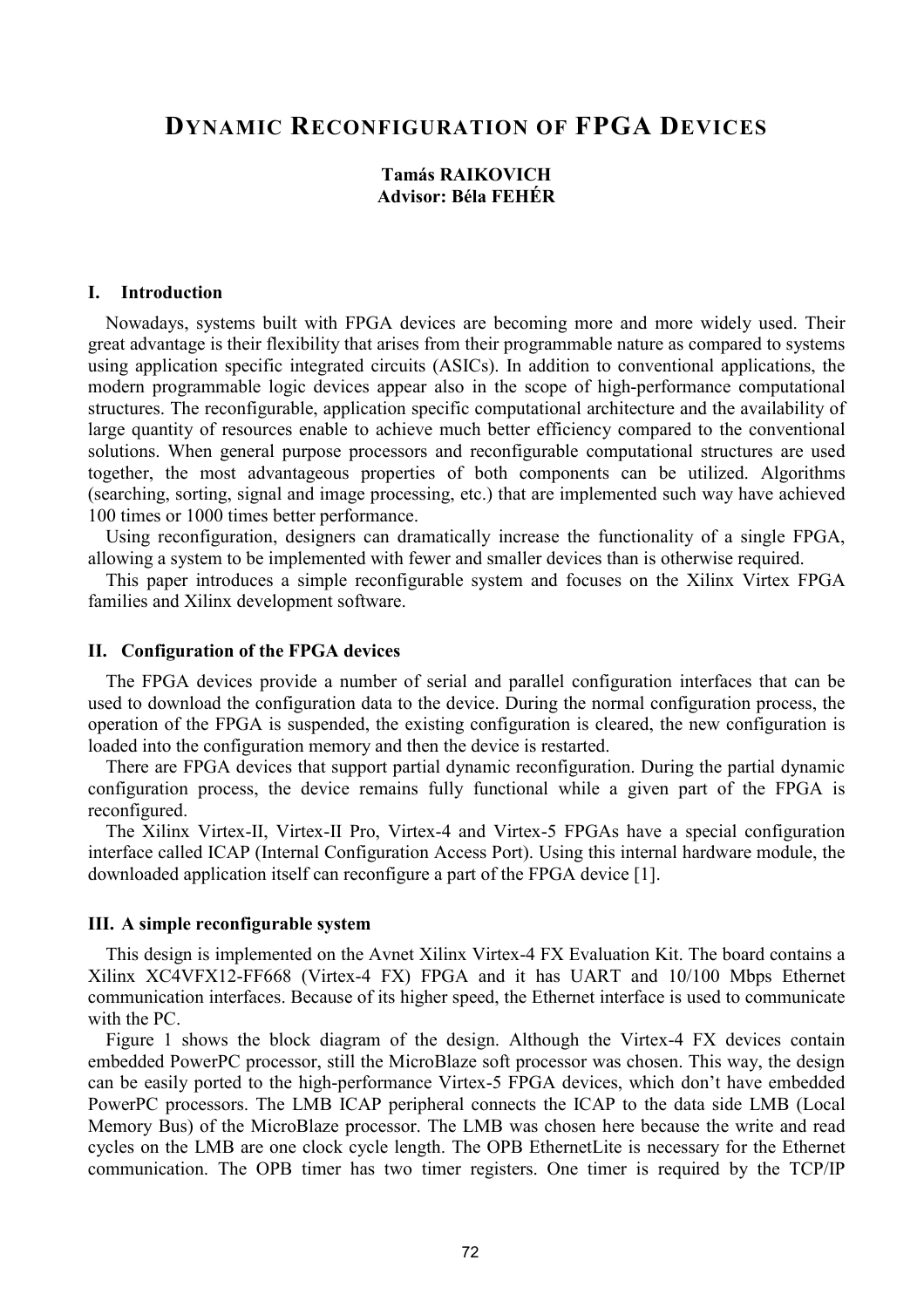# Dynamic Reconfiguration of FPGA Devices

**Tamás RAIKOVICH**
**Advisor: Béla FEHÉR**

## I. Introduction

Nowadays, systems built with FPGA devices are becoming more and more widely used. Their great advantage is their flexibility that arises from their programmable nature as compared to systems using application specific integrated circuits (ASICs). In addition to conventional applications, the modern programmable logic devices appear also in the scope of high-performance computational structures. The reconfigurable, application specific computational architecture and the availability of large quantity of resources enable to achieve much better efficiency compared to the conventional solutions. When general purpose processors and reconfigurable computational structures are used together, the most advantageous properties of both components can be utilized. Algorithms (searching, sorting, signal and image processing, etc.) that are implemented such way have achieved 100 times or 1000 times better performance.

Using reconfiguration, designers can dramatically increase the functionality of a single FPGA, allowing a system to be implemented with fewer and smaller devices than is otherwise required.

This paper introduces a simple reconfigurable system and focuses on the Xilinx Virtex FPGA families and Xilinx development software.

## II. Configuration of the FPGA devices

The FPGA devices provide a number of serial and parallel configuration interfaces that can be used to download the configuration data to the device. During the normal configuration process, the operation of the FPGA is suspended, the existing configuration is cleared, the new configuration is loaded into the configuration memory and then the device is restarted.

There are FPGA devices that support partial dynamic reconfiguration. During the partial dynamic configuration process, the device remains fully functional while a given part of the FPGA is reconfigured.

The Xilinx Virtex-II, Virtex-II Pro, Virtex-4 and Virtex-5 FPGAs have a special configuration interface called ICAP (Internal Configuration Access Port). Using this internal hardware module, the downloaded application itself can reconfigure a part of the FPGA device [1].

## III. A simple reconfigurable system

This design is implemented on the Avnet Xilinx Virtex-4 FX Evaluation Kit. The board contains a Xilinx XC4VFX12-FF668 (Virtex-4 FX) FPGA and it has UART and 10/100 Mbps Ethernet communication interfaces. Because of its higher speed, the Ethernet interface is used to communicate with the PC.

Figure 1 shows the block diagram of the design. Although the Virtex-4 FX devices contain embedded PowerPC processor, still the MicroBlaze soft processor was chosen. This way, the design can be easily ported to the high-performance Virtex-5 FPGA devices, which don't have embedded PowerPC processors. The LMB ICAP peripheral connects the ICAP to the data side LMB (Local Memory Bus) of the MicroBlaze processor. The LMB was chosen here because the write and read cycles on the LMB are one clock cycle length. The OPB EthernetLite is necessary for the Ethernet communication. The OPB timer has two timer registers. One timer is required by the TCP/IP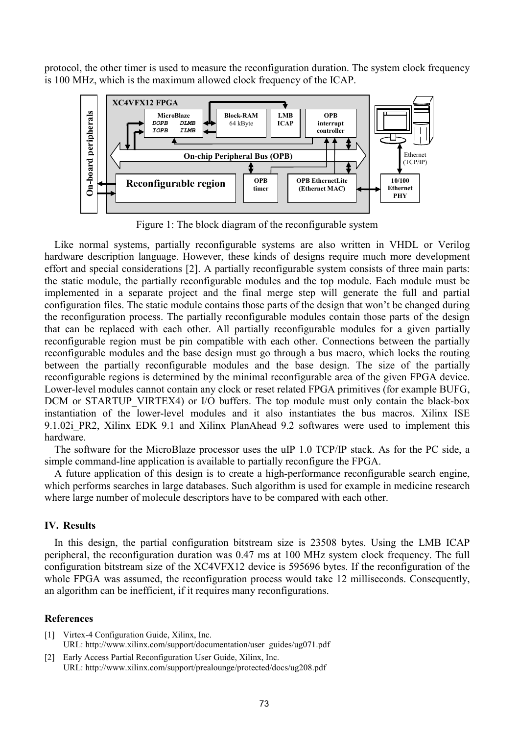protocol, the other timer is used to measure the reconfiguration duration. The system clock frequency is 100 MHz, which is the maximum allowed clock frequency of the ICAP.

XC4VFX12 FPGA

MicroBlaze
DOPB DLMB
IOPB ILMB

Block-RAM
64 kByte

LMB
ICAP

OPB
interrupt
controller

On-chip Peripheral Bus (OPB)

On-board peripherals

Reconfigurable region

OPB
timer

OPB EthernetLite
(Ethernet MAC)

10/100
Ethernet
PHY

Ethernet
(TCP/IP)

Figure 1: The block diagram of the reconfigurable system

Like normal systems, partially reconfigurable systems are also written in VHDL or Verilog hardware description language. However, these kinds of designs require much more development effort and special considerations [2]. A partially reconfigurable system consists of three main parts: the static module, the partially reconfigurable modules and the top module. Each module must be implemented in a separate project and the final merge step will generate the full and partial configuration files. The static module contains those parts of the design that won't be changed during the reconfiguration process. The partially reconfigurable modules contain those parts of the design that can be replaced with each other. All partially reconfigurable modules for a given partially reconfigurable region must be pin compatible with each other. Connections between the partially reconfigurable modules and the base design must go through a bus macro, which locks the routing between the partially reconfigurable modules and the base design. The size of the partially reconfigurable regions is determined by the minimal reconfigurable area of the given FPGA device. Lower-level modules cannot contain any clock or reset related FPGA primitives (for example BUFG, DCM or STARTUP_VIRTEX4) or I/O buffers. The top module must only contain the black-box instantiation of the lower-level modules and it also instantiates the bus macros. Xilinx ISE 9.1.02i_PR2, Xilinx EDK 9.1 and Xilinx PlanAhead 9.2 softwares were used to implement this hardware.

The software for the MicroBlaze processor uses the uIP 1.0 TCP/IP stack. As for the PC side, a simple command-line application is available to partially reconfigure the FPGA.

A future application of this design is to create a high-performance reconfigurable search engine, which performs searches in large databases. Such algorithm is used for example in medicine research where large number of molecule descriptors have to be compared with each other.

## IV. Results

In this design, the partial configuration bitstream size is 23508 bytes. Using the LMB ICAP peripheral, the reconfiguration duration was 0.47 ms at 100 MHz system clock frequency. The full configuration bitstream size of the XC4VFX12 device is 595696 bytes. If the reconfiguration of the whole FPGA was assumed, the reconfiguration process would take 12 milliseconds. Consequently, an algorithm can be inefficient, if it requires many reconfigurations.

## References

[1] Virtex-4 Configuration Guide, Xilinx, Inc.
URL: http://www.xilinx.com/support/documentation/user_guides/ug071.pdf

[2] Early Access Partial Reconfiguration User Guide, Xilinx, Inc.
URL: http://www.xilinx.com/support/prealounge/protected/docs/ug208.pdf